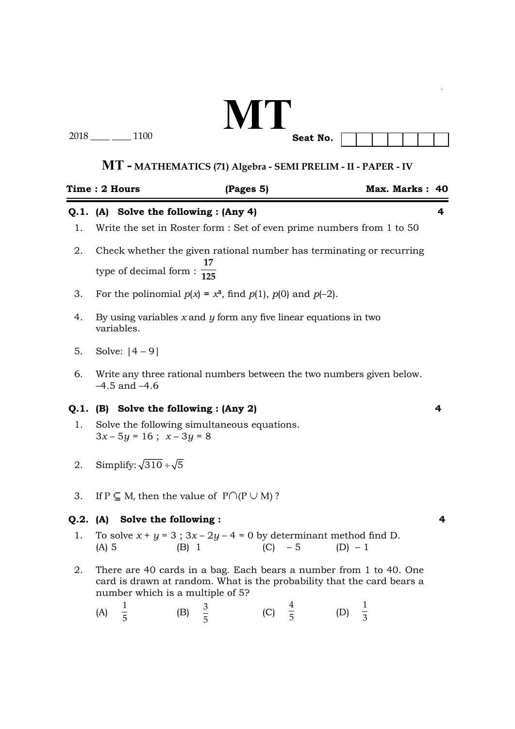# MT

2018 ____ ____ 1100

**Seat No.** | | | | | | | | |

## MT - MATHEMATICS (71) Algebra - SEMI PRELIM - II - PAPER - IV

**Time : 2 Hours** **(Pages 5)** **Max. Marks : 40**

---

**Q.1. (A) Solve the following : (Any 4)** **4**

1. Write the set in Roster form : Set of even prime numbers from 1 to 50

2. Check whether the given rational number has terminating or recurring type of decimal form : $\frac{17}{125}$

3. For the polinomial $p(x) = x^3$, find $p(1)$, $p(0)$ and $p(-2)$.

4. By using variables $x$ and $y$ form any five linear equations in two variables.

5. Solve: $|4 - 9|$

6. Write any three rational numbers between the two numbers given below. $-4.5$ and $-4.6$

**Q.1. (B) Solve the following : (Any 2)** **4**

1. Solve the following simultaneous equations.
   $3x - 5y = 16$ ; $x - 3y = 8$

2. Simplify: $\sqrt{310} \div \sqrt{5}$

3. If $P \subseteq M$, then the value of $P \cap (P \cup M)$ ?

**Q.2. (A) Solve the following :** **4**

1. To solve $x + y = 3$ ; $3x - 2y - 4 = 0$ by determinant method find D.
   (A) 5 (B) 1 (C) $-5$ (D) $-1$

2. There are 40 cards in a bag. Each bears a number from 1 to 40. One card is drawn at random. What is the probability that the card bears a number which is a multiple of 5?
   (A) $\frac{1}{5}$ (B) $\frac{3}{5}$ (C) $\frac{4}{5}$ (D) $\frac{1}{3}$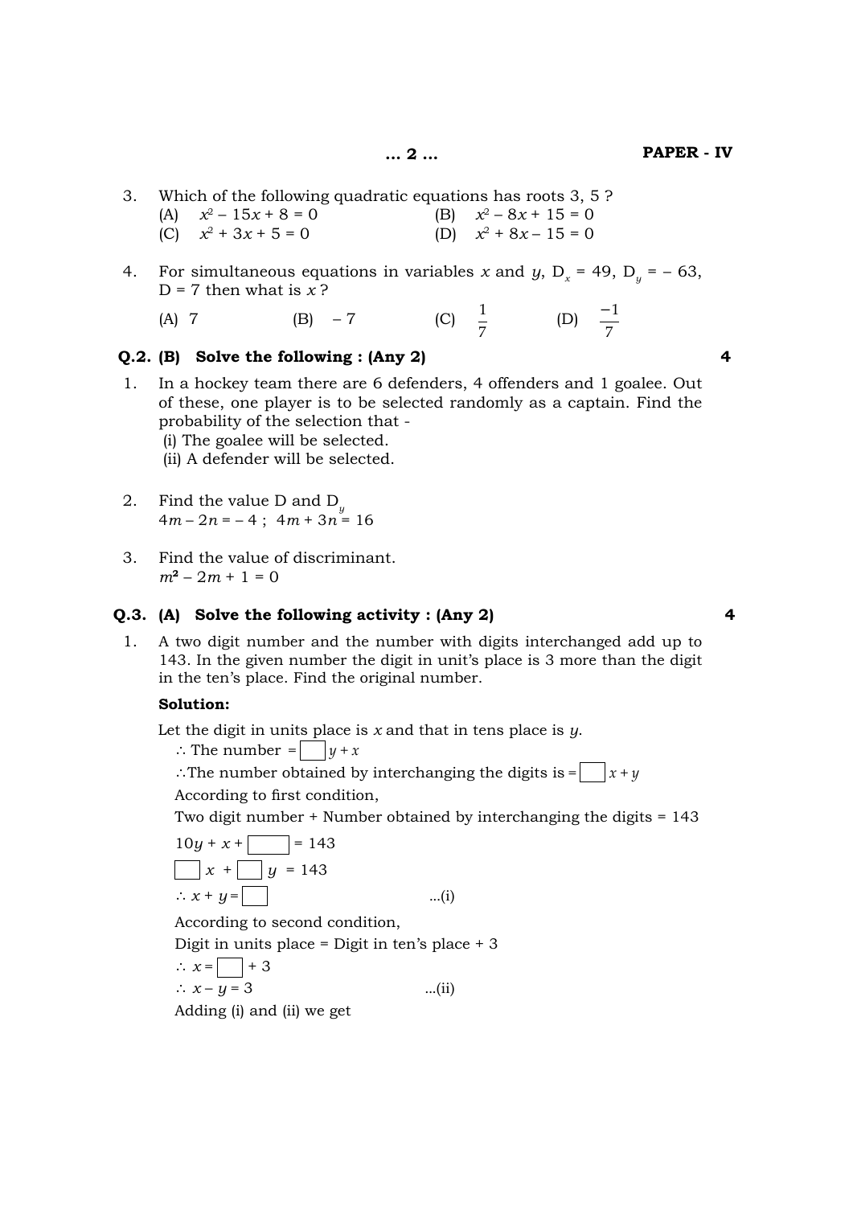3. Which of the following quadratic equations has roots 3, 5 ?

   (A) $x^2 - 15x + 8 = 0$  (B) $x^2 - 8x + 15 = 0$

   (C) $x^2 + 3x + 5 = 0$  (D) $x^2 + 8x - 15 = 0$

4. For simultaneous equations in variables $x$ and $y$, $D_x = 49$, $D_y = -63$, $D = 7$ then what is $x$ ?

   (A) 7  (B) $-7$  (C) $\frac{1}{7}$  (D) $\frac{-1}{7}$

**Q.2. (B) Solve the following : (Any 2)** **4**

1. In a hockey team there are 6 defenders, 4 offenders and 1 goalee. Out of these, one player is to be selected randomly as a captain. Find the probability of the selection that -

   (i) The goalee will be selected.

   (ii) A defender will be selected.

2. Find the value D and $D_y$

   $4m - 2n = -4$ ; $4m + 3n = 16$

3. Find the value of discriminant.

   $m^2 - 2m + 1 = 0$

**Q.3. (A) Solve the following activity : (Any 2)** **4**

1. A two digit number and the number with digits interchanged add up to 143. In the given number the digit in unit's place is 3 more than the digit in the ten's place. Find the original number.

**Solution:**

Let the digit in units place is $x$ and that in tens place is $y$.

$\therefore$ The number = $\square\, y + x$

$\therefore$ The number obtained by interchanging the digits is = $\square\, x + y$

According to first condition,

Two digit number + Number obtained by interchanging the digits = 143

$10y + x + \square = 143$

$\square\, x + \square\, y = 143$

$\therefore x + y = \square$ ...(i)

According to second condition,

Digit in units place = Digit in ten's place + 3

$\therefore x = \square + 3$

$\therefore x - y = 3$ ...(ii)

Adding (i) and (ii) we get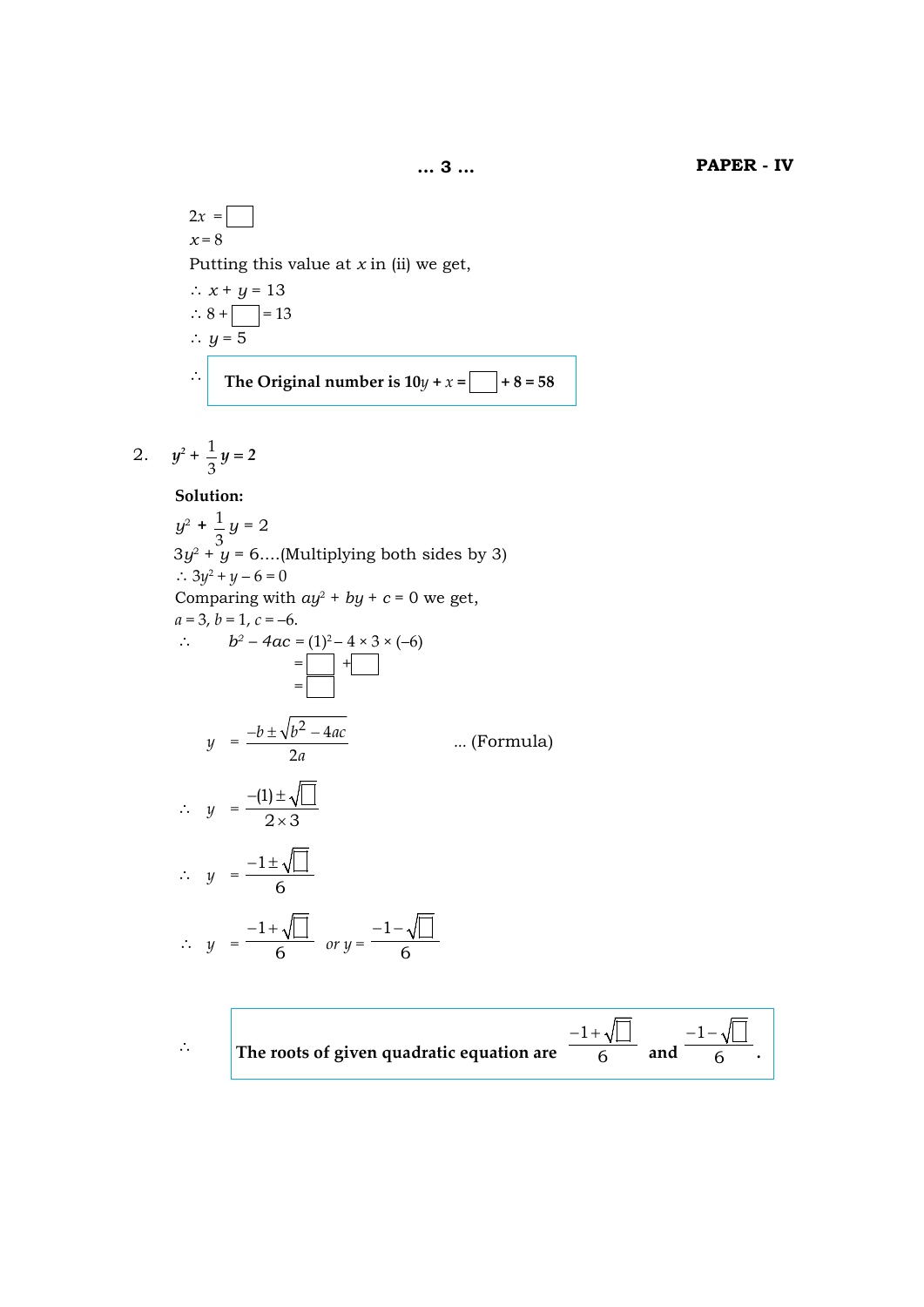$2x = \square$

$x = 8$

Putting this value at $x$ in (ii) we get,

$\therefore\ x + y = 13$

$\therefore\ 8 + \square = 13$

$\therefore\ y = 5$

$\therefore$ **The Original number is $10y + x = \square + 8 = 58$**

2. $y^2 + \frac{1}{3}y = 2$

**Solution:**

$y^2 + \frac{1}{3}y = 2$

$3y^2 + y = 6$....(Multiplying both sides by 3)

$\therefore\ 3y^2 + y - 6 = 0$

Comparing with $ay^2 + by + c = 0$ we get,

$a = 3,\ b = 1,\ c = -6.$

$\therefore\quad b^2 - 4ac = (1)^2 - 4 \times 3 \times (-6)$

$= \square + \square$

$= \square$

$$y = \frac{-b \pm \sqrt{b^2 - 4ac}}{2a} \qquad \text{... (Formula)}$$

$$\therefore\ y = \frac{-(1) \pm \sqrt{\square}}{2 \times 3}$$

$$\therefore\ y = \frac{-1 \pm \sqrt{\square}}{6}$$

$$\therefore\ y = \frac{-1 + \sqrt{\square}}{6} \quad or\ y = \frac{-1 - \sqrt{\square}}{6}$$

$\therefore$ **The roots of given quadratic equation are $\frac{-1 + \sqrt{\square}}{6}$ and $\frac{-1 - \sqrt{\square}}{6}$.**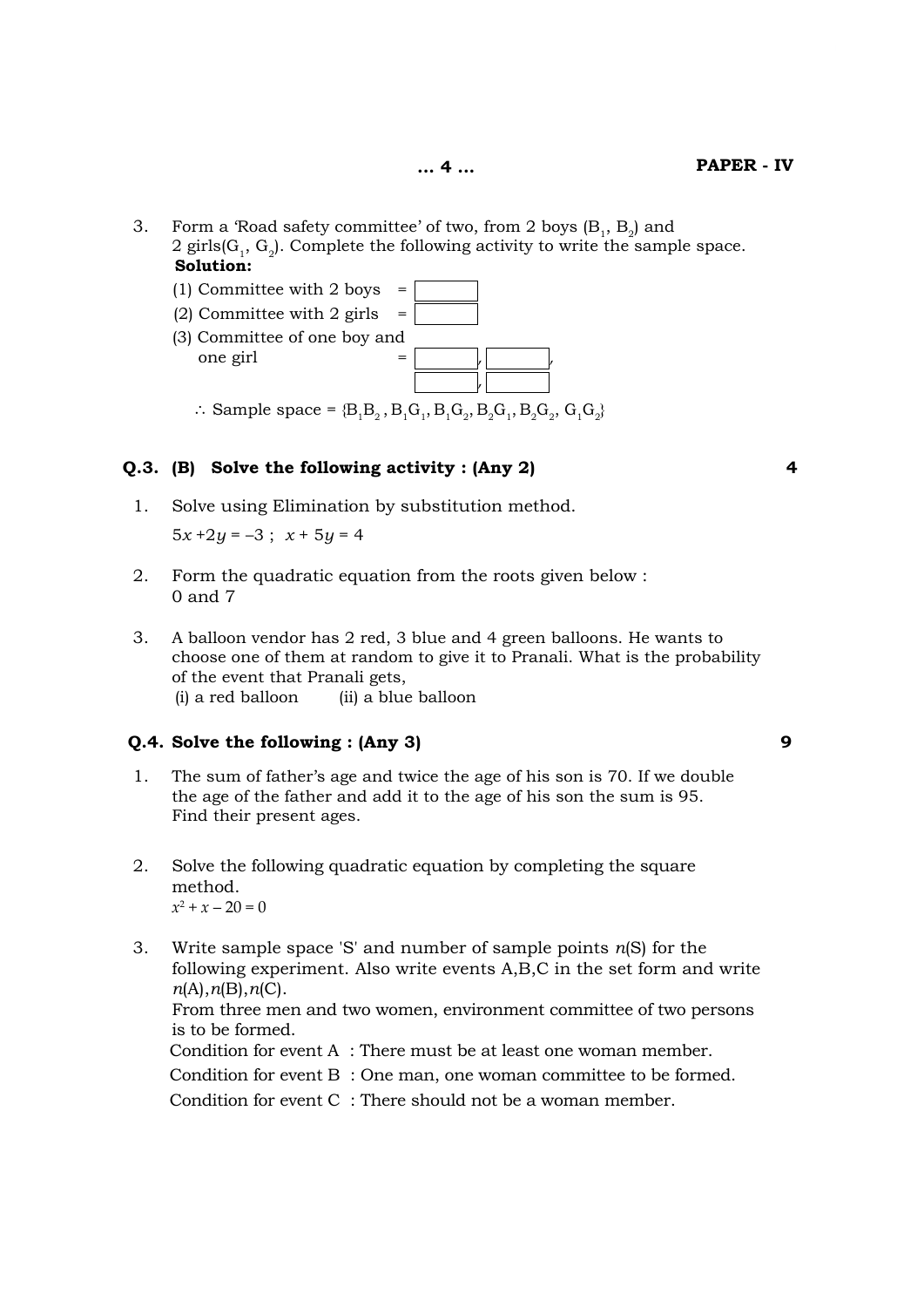3. Form a 'Road safety committee' of two, from 2 boys ($B_1$, $B_2$) and 2 girls($G_1$, $G_2$). Complete the following activity to write the sample space.

**Solution:**

(1) Committee with 2 boys = [ ]

(2) Committee with 2 girls = [ ]

(3) Committee of one boy and one girl = [ ], [ ], [ ], [ ]

$\therefore$ Sample space = $\{B_1B_2, B_1G_1, B_1G_2, B_2G_1, B_2G_2, G_1G_2\}$

**Q.3. (B) Solve the following activity : (Any 2)** **4**

1. Solve using Elimination by substitution method.

   $5x + 2y = -3$ ; $x + 5y = 4$

2. Form the quadratic equation from the roots given below : 0 and 7

3. A balloon vendor has 2 red, 3 blue and 4 green balloons. He wants to choose one of them at random to give it to Pranali. What is the probability of the event that Pranali gets,

   (i) a red balloon (ii) a blue balloon

**Q.4. Solve the following : (Any 3)** **9**

1. The sum of father's age and twice the age of his son is 70. If we double the age of the father and add it to the age of his son the sum is 95. Find their present ages.

2. Solve the following quadratic equation by completing the square method.

   $x^2 + x - 20 = 0$

3. Write sample space 'S' and number of sample points $n$(S) for the following experiment. Also write events A,B,C in the set form and write $n$(A),$n$(B),$n$(C).

   From three men and two women, environment committee of two persons is to be formed.

   Condition for event A : There must be at least one woman member.

   Condition for event B : One man, one woman committee to be formed.

   Condition for event C : There should not be a woman member.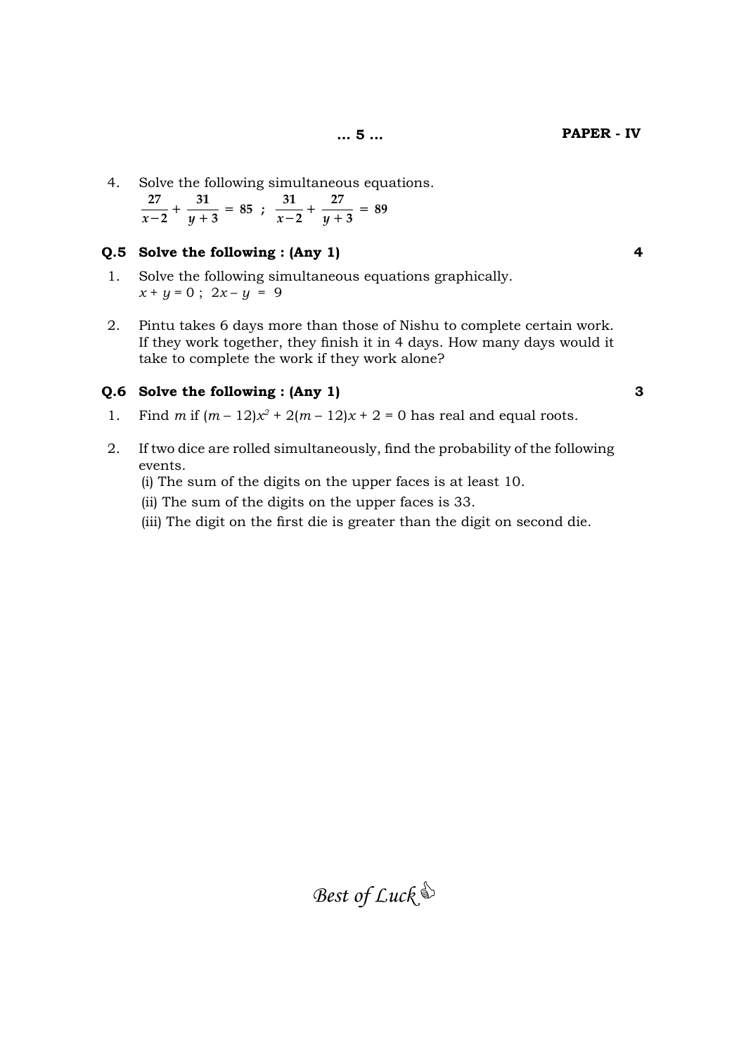4. Solve the following simultaneous equations.

$$\frac{27}{x-2} + \frac{31}{y+3} = 85 \; ; \; \frac{31}{x-2} + \frac{27}{y+3} = 89$$

**Q.5 Solve the following : (Any 1)** **4**

1. Solve the following simultaneous equations graphically.
   $x + y = 0$ ; $2x - y = 9$

2. Pintu takes 6 days more than those of Nishu to complete certain work. If they work together, they finish it in 4 days. How many days would it take to complete the work if they work alone?

**Q.6 Solve the following : (Any 1)** **3**

1. Find $m$ if $(m - 12)x^2 + 2(m - 12)x + 2 = 0$ has real and equal roots.

2. If two dice are rolled simultaneously, find the probability of the following events.
   (i) The sum of the digits on the upper faces is at least 10.
   (ii) The sum of the digits on the upper faces is 33.
   (iii) The digit on the first die is greater than the digit on second die.

*Best of Luck*